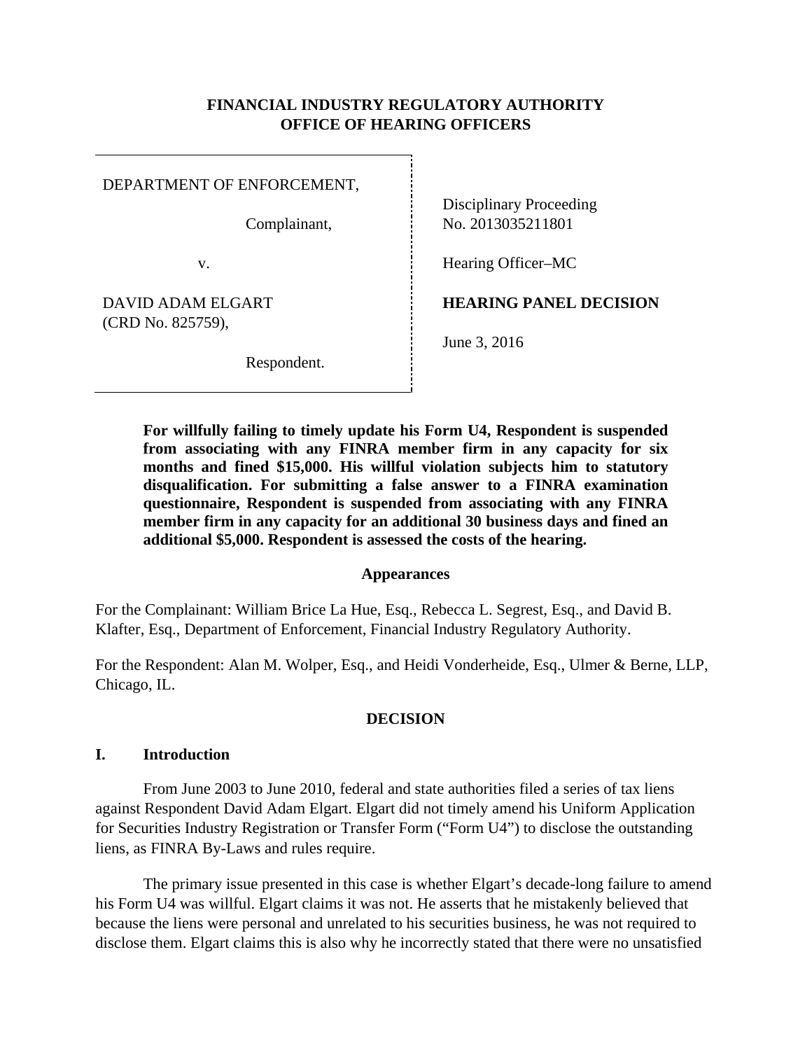**FINANCIAL INDUSTRY REGULATORY AUTHORITY**
**OFFICE OF HEARING OFFICERS**

| | |
|---|---|
| DEPARTMENT OF ENFORCEMENT,<br><br>Complainant,<br><br>v.<br><br>DAVID ADAM ELGART<br>(CRD No. 825759),<br><br>Respondent. | Disciplinary Proceeding<br>No. 2013035211801<br><br>Hearing Officer–MC<br><br>**HEARING PANEL DECISION**<br><br>June 3, 2016 |

**For willfully failing to timely update his Form U4, Respondent is suspended from associating with any FINRA member firm in any capacity for six months and fined $15,000. His willful violation subjects him to statutory disqualification. For submitting a false answer to a FINRA examination questionnaire, Respondent is suspended from associating with any FINRA member firm in any capacity for an additional 30 business days and fined an additional $5,000. Respondent is assessed the costs of the hearing.**

## Appearances

For the Complainant: William Brice La Hue, Esq., Rebecca L. Segrest, Esq., and David B. Klafter, Esq., Department of Enforcement, Financial Industry Regulatory Authority.

For the Respondent: Alan M. Wolper, Esq., and Heidi Vonderheide, Esq., Ulmer & Berne, LLP, Chicago, IL.

## DECISION

### I. Introduction

From June 2003 to June 2010, federal and state authorities filed a series of tax liens against Respondent David Adam Elgart. Elgart did not timely amend his Uniform Application for Securities Industry Registration or Transfer Form ("Form U4") to disclose the outstanding liens, as FINRA By-Laws and rules require.

The primary issue presented in this case is whether Elgart's decade-long failure to amend his Form U4 was willful. Elgart claims it was not. He asserts that he mistakenly believed that because the liens were personal and unrelated to his securities business, he was not required to disclose them. Elgart claims this is also why he incorrectly stated that there were no unsatisfied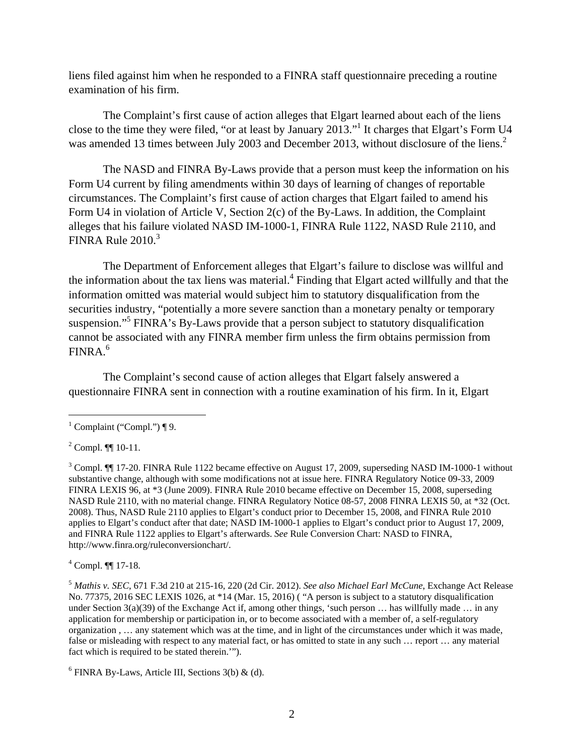liens filed against him when he responded to a FINRA staff questionnaire preceding a routine examination of his firm.

The Complaint's first cause of action alleges that Elgart learned about each of the liens close to the time they were filed, "or at least by January 2013."[1] It charges that Elgart's Form U4 was amended 13 times between July 2003 and December 2013, without disclosure of the liens.[2]

The NASD and FINRA By-Laws provide that a person must keep the information on his Form U4 current by filing amendments within 30 days of learning of changes of reportable circumstances. The Complaint's first cause of action charges that Elgart failed to amend his Form U4 in violation of Article V, Section 2(c) of the By-Laws. In addition, the Complaint alleges that his failure violated NASD IM-1000-1, FINRA Rule 1122, NASD Rule 2110, and FINRA Rule 2010.[3]

The Department of Enforcement alleges that Elgart's failure to disclose was willful and the information about the tax liens was material.[4] Finding that Elgart acted willfully and that the information omitted was material would subject him to statutory disqualification from the securities industry, "potentially a more severe sanction than a monetary penalty or temporary suspension."[5] FINRA's By-Laws provide that a person subject to statutory disqualification cannot be associated with any FINRA member firm unless the firm obtains permission from FINRA.[6]

The Complaint's second cause of action alleges that Elgart falsely answered a questionnaire FINRA sent in connection with a routine examination of his firm. In it, Elgart

---

[1] Complaint ("Compl.") ¶ 9.

[2] Compl. ¶¶ 10-11.

[3] Compl. ¶¶ 17-20. FINRA Rule 1122 became effective on August 17, 2009, superseding NASD IM-1000-1 without substantive change, although with some modifications not at issue here. FINRA Regulatory Notice 09-33, 2009 FINRA LEXIS 96, at *3 (June 2009). FINRA Rule 2010 became effective on December 15, 2008, superseding NASD Rule 2110, with no material change. FINRA Regulatory Notice 08-57, 2008 FINRA LEXIS 50, at *32 (Oct. 2008). Thus, NASD Rule 2110 applies to Elgart's conduct prior to December 15, 2008, and FINRA Rule 2010 applies to Elgart's conduct after that date; NASD IM-1000-1 applies to Elgart's conduct prior to August 17, 2009, and FINRA Rule 1122 applies to Elgart's afterwards. *See* Rule Conversion Chart: NASD to FINRA, http://www.finra.org/ruleconversionchart/.

[4] Compl. ¶¶ 17-18.

[5] *Mathis v. SEC*, 671 F.3d 210 at 215-16, 220 (2d Cir. 2012). *See also Michael Earl McCune*, Exchange Act Release No. 77375, 2016 SEC LEXIS 1026, at *14 (Mar. 15, 2016) ( "A person is subject to a statutory disqualification under Section 3(a)(39) of the Exchange Act if, among other things, 'such person … has willfully made … in any application for membership or participation in, or to become associated with a member of, a self-regulatory organization , … any statement which was at the time, and in light of the circumstances under which it was made, false or misleading with respect to any material fact, or has omitted to state in any such … report … any material fact which is required to be stated therein.'").

[6] FINRA By-Laws, Article III, Sections 3(b) & (d).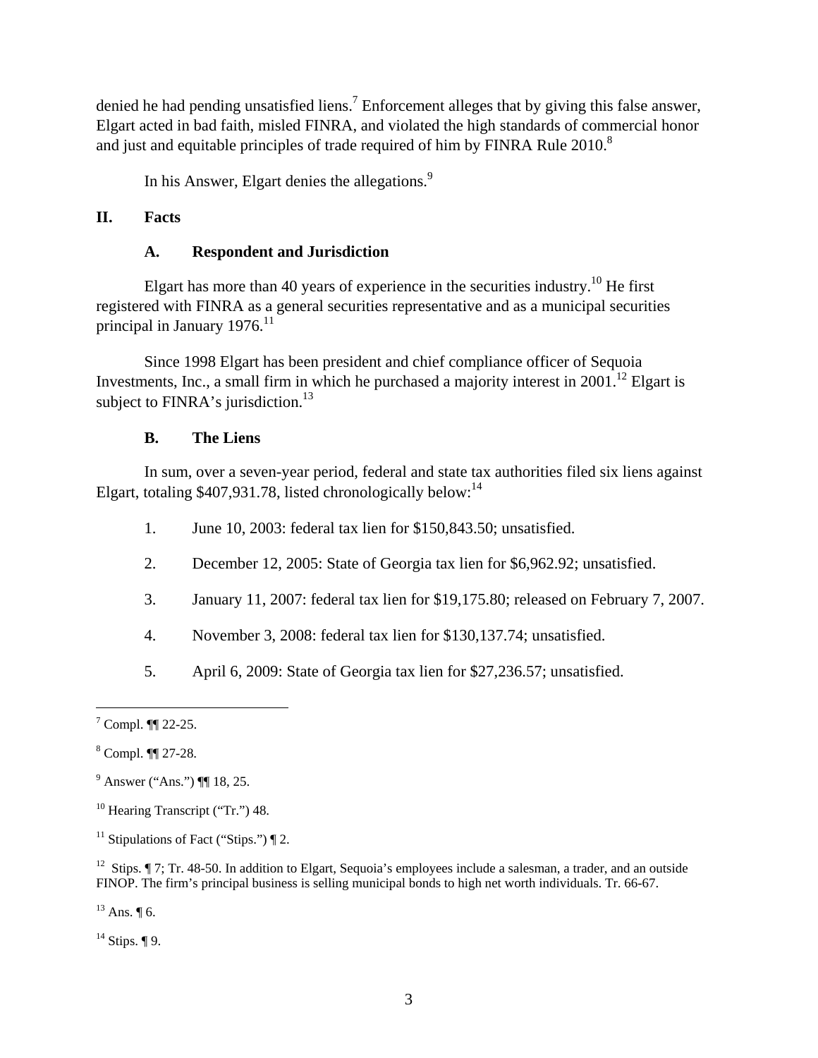denied he had pending unsatisfied liens.[7] Enforcement alleges that by giving this false answer, Elgart acted in bad faith, misled FINRA, and violated the high standards of commercial honor and just and equitable principles of trade required of him by FINRA Rule 2010.[8]

In his Answer, Elgart denies the allegations.[9]

## II. Facts

### A. Respondent and Jurisdiction

Elgart has more than 40 years of experience in the securities industry.[10] He first registered with FINRA as a general securities representative and as a municipal securities principal in January 1976.[11]

Since 1998 Elgart has been president and chief compliance officer of Sequoia Investments, Inc., a small firm in which he purchased a majority interest in 2001.[12] Elgart is subject to FINRA's jurisdiction.[13]

### B. The Liens

In sum, over a seven-year period, federal and state tax authorities filed six liens against Elgart, totaling $407,931.78, listed chronologically below:[14]

1. June 10, 2003: federal tax lien for $150,843.50; unsatisfied.
2. December 12, 2005: State of Georgia tax lien for $6,962.92; unsatisfied.
3. January 11, 2007: federal tax lien for $19,175.80; released on February 7, 2007.
4. November 3, 2008: federal tax lien for $130,137.74; unsatisfied.
5. April 6, 2009: State of Georgia tax lien for $27,236.57; unsatisfied.

---

[7] Compl. ¶¶ 22-25.

[8] Compl. ¶¶ 27-28.

[9] Answer ("Ans.") ¶¶ 18, 25.

[10] Hearing Transcript ("Tr.") 48.

[11] Stipulations of Fact ("Stips.") ¶ 2.

[12] Stips. ¶ 7; Tr. 48-50. In addition to Elgart, Sequoia's employees include a salesman, a trader, and an outside FINOP. The firm's principal business is selling municipal bonds to high net worth individuals. Tr. 66-67.

[13] Ans. ¶ 6.

[14] Stips. ¶ 9.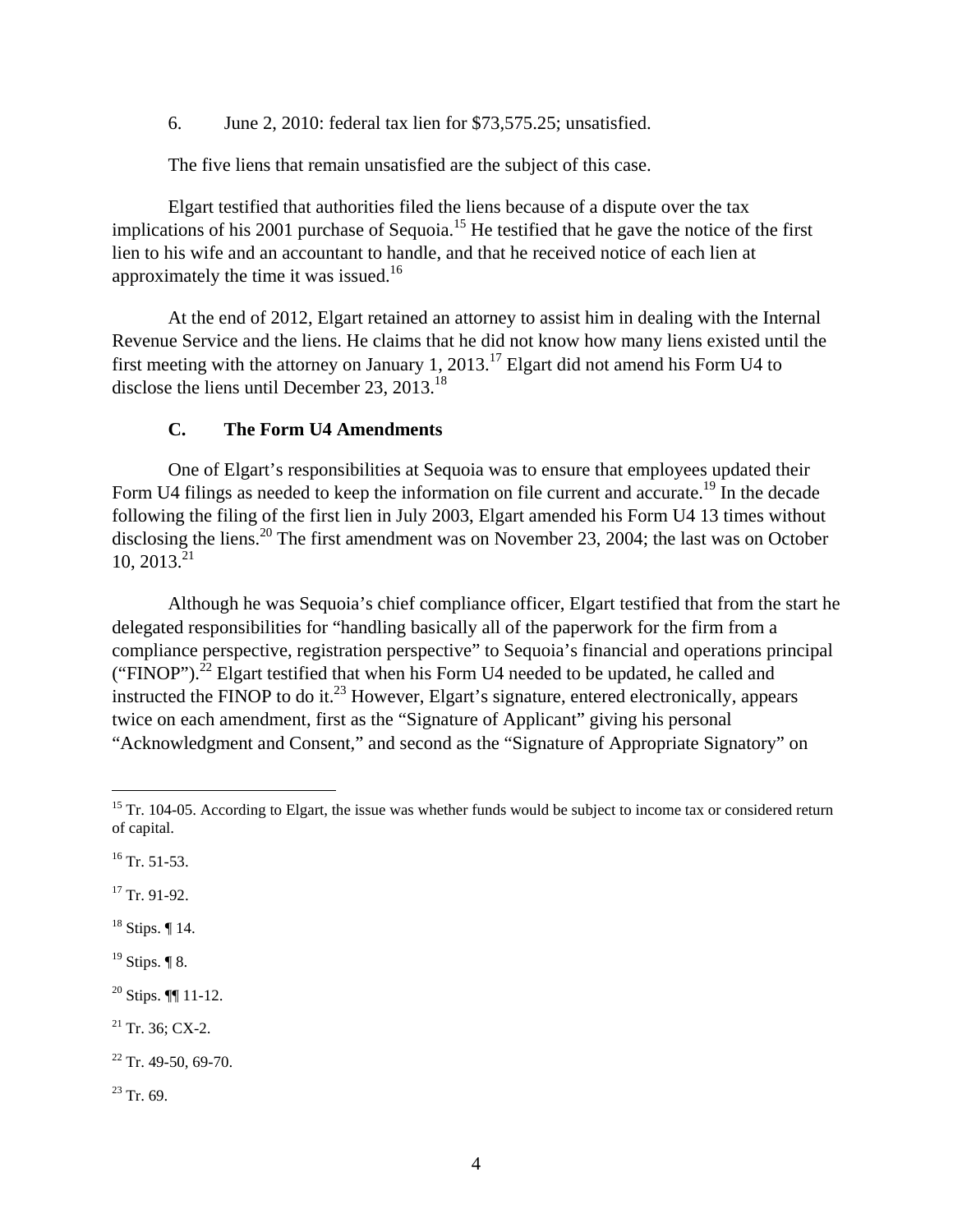6. June 2, 2010: federal tax lien for $73,575.25; unsatisfied.

The five liens that remain unsatisfied are the subject of this case.

Elgart testified that authorities filed the liens because of a dispute over the tax implications of his 2001 purchase of Sequoia.[15] He testified that he gave the notice of the first lien to his wife and an accountant to handle, and that he received notice of each lien at approximately the time it was issued.[16]

At the end of 2012, Elgart retained an attorney to assist him in dealing with the Internal Revenue Service and the liens. He claims that he did not know how many liens existed until the first meeting with the attorney on January 1, 2013.[17] Elgart did not amend his Form U4 to disclose the liens until December 23, 2013.[18]

### C. The Form U4 Amendments

One of Elgart's responsibilities at Sequoia was to ensure that employees updated their Form U4 filings as needed to keep the information on file current and accurate.[19] In the decade following the filing of the first lien in July 2003, Elgart amended his Form U4 13 times without disclosing the liens.[20] The first amendment was on November 23, 2004; the last was on October 10, 2013.[21]

Although he was Sequoia's chief compliance officer, Elgart testified that from the start he delegated responsibilities for "handling basically all of the paperwork for the firm from a compliance perspective, registration perspective" to Sequoia's financial and operations principal ("FINOP").[22] Elgart testified that when his Form U4 needed to be updated, he called and instructed the FINOP to do it.[23] However, Elgart's signature, entered electronically, appears twice on each amendment, first as the "Signature of Applicant" giving his personal "Acknowledgment and Consent," and second as the "Signature of Appropriate Signatory" on

---

[15] Tr. 104-05. According to Elgart, the issue was whether funds would be subject to income tax or considered return of capital.

[16] Tr. 51-53.

[17] Tr. 91-92.

[18] Stips. ¶ 14.

[19] Stips. ¶ 8.

[20] Stips. ¶¶ 11-12.

[21] Tr. 36; CX-2.

[22] Tr. 49-50, 69-70.

[23] Tr. 69.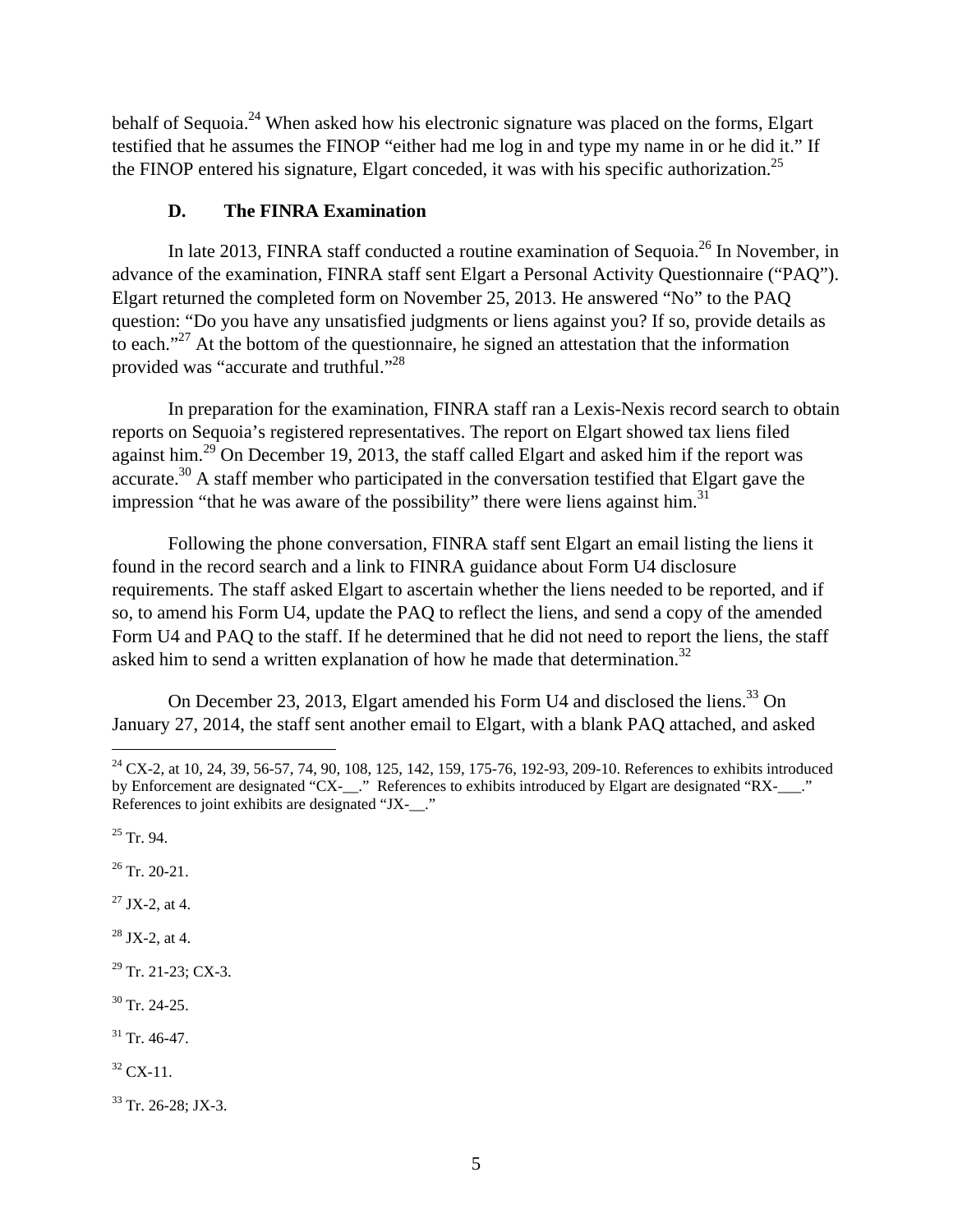behalf of Sequoia.[24] When asked how his electronic signature was placed on the forms, Elgart testified that he assumes the FINOP "either had me log in and type my name in or he did it." If the FINOP entered his signature, Elgart conceded, it was with his specific authorization.[25]

### D. The FINRA Examination

In late 2013, FINRA staff conducted a routine examination of Sequoia.[26] In November, in advance of the examination, FINRA staff sent Elgart a Personal Activity Questionnaire ("PAQ"). Elgart returned the completed form on November 25, 2013. He answered "No" to the PAQ question: "Do you have any unsatisfied judgments or liens against you? If so, provide details as to each."[27] At the bottom of the questionnaire, he signed an attestation that the information provided was "accurate and truthful."[28]

In preparation for the examination, FINRA staff ran a Lexis-Nexis record search to obtain reports on Sequoia's registered representatives. The report on Elgart showed tax liens filed against him.[29] On December 19, 2013, the staff called Elgart and asked him if the report was accurate.[30] A staff member who participated in the conversation testified that Elgart gave the impression "that he was aware of the possibility" there were liens against him.[31]

Following the phone conversation, FINRA staff sent Elgart an email listing the liens it found in the record search and a link to FINRA guidance about Form U4 disclosure requirements. The staff asked Elgart to ascertain whether the liens needed to be reported, and if so, to amend his Form U4, update the PAQ to reflect the liens, and send a copy of the amended Form U4 and PAQ to the staff. If he determined that he did not need to report the liens, the staff asked him to send a written explanation of how he made that determination.[32]

On December 23, 2013, Elgart amended his Form U4 and disclosed the liens.[33] On January 27, 2014, the staff sent another email to Elgart, with a blank PAQ attached, and asked

---

[24] CX-2, at 10, 24, 39, 56-57, 74, 90, 108, 125, 142, 159, 175-76, 192-93, 209-10. References to exhibits introduced by Enforcement are designated "CX-__." References to exhibits introduced by Elgart are designated "RX-___." References to joint exhibits are designated "JX-__."

[25] Tr. 94.

[26] Tr. 20-21.

[27] JX-2, at 4.

[28] JX-2, at 4.

[29] Tr. 21-23; CX-3.

[30] Tr. 24-25.

[31] Tr. 46-47.

[32] CX-11.

[33] Tr. 26-28; JX-3.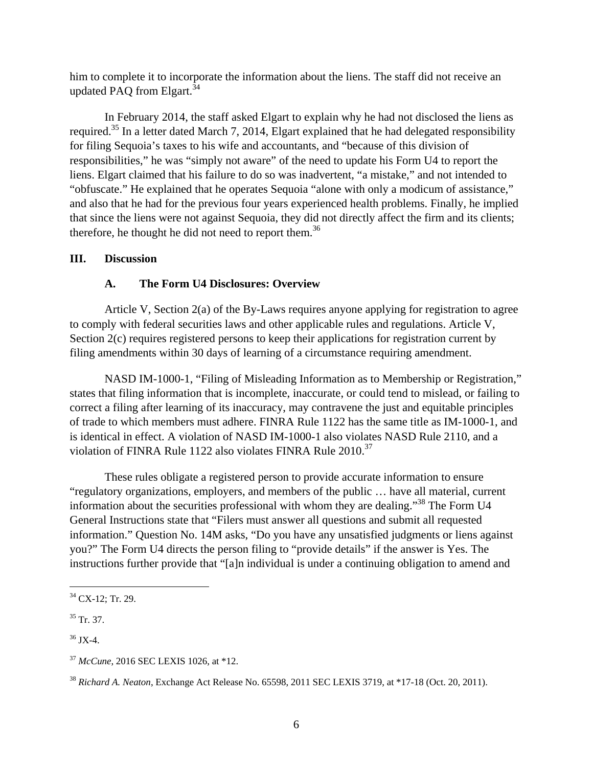him to complete it to incorporate the information about the liens. The staff did not receive an updated PAQ from Elgart.[34]

In February 2014, the staff asked Elgart to explain why he had not disclosed the liens as required.[35] In a letter dated March 7, 2014, Elgart explained that he had delegated responsibility for filing Sequoia's taxes to his wife and accountants, and "because of this division of responsibilities," he was "simply not aware" of the need to update his Form U4 to report the liens. Elgart claimed that his failure to do so was inadvertent, "a mistake," and not intended to "obfuscate." He explained that he operates Sequoia "alone with only a modicum of assistance," and also that he had for the previous four years experienced health problems. Finally, he implied that since the liens were not against Sequoia, they did not directly affect the firm and its clients; therefore, he thought he did not need to report them.[36]

## III. Discussion

### A. The Form U4 Disclosures: Overview

Article V, Section 2(a) of the By-Laws requires anyone applying for registration to agree to comply with federal securities laws and other applicable rules and regulations. Article V, Section 2(c) requires registered persons to keep their applications for registration current by filing amendments within 30 days of learning of a circumstance requiring amendment.

NASD IM-1000-1, "Filing of Misleading Information as to Membership or Registration," states that filing information that is incomplete, inaccurate, or could tend to mislead, or failing to correct a filing after learning of its inaccuracy, may contravene the just and equitable principles of trade to which members must adhere. FINRA Rule 1122 has the same title as IM-1000-1, and is identical in effect. A violation of NASD IM-1000-1 also violates NASD Rule 2110, and a violation of FINRA Rule 1122 also violates FINRA Rule 2010.[37]

These rules obligate a registered person to provide accurate information to ensure "regulatory organizations, employers, and members of the public … have all material, current information about the securities professional with whom they are dealing."[38] The Form U4 General Instructions state that "Filers must answer all questions and submit all requested information." Question No. 14M asks, "Do you have any unsatisfied judgments or liens against you?" The Form U4 directs the person filing to "provide details" if the answer is Yes. The instructions further provide that "[a]n individual is under a continuing obligation to amend and

---

[34] CX-12; Tr. 29.

[35] Tr. 37.

[36] JX-4.

[37] *McCune*, 2016 SEC LEXIS 1026, at *12.

[38] *Richard A. Neaton*, Exchange Act Release No. 65598, 2011 SEC LEXIS 3719, at *17-18 (Oct. 20, 2011).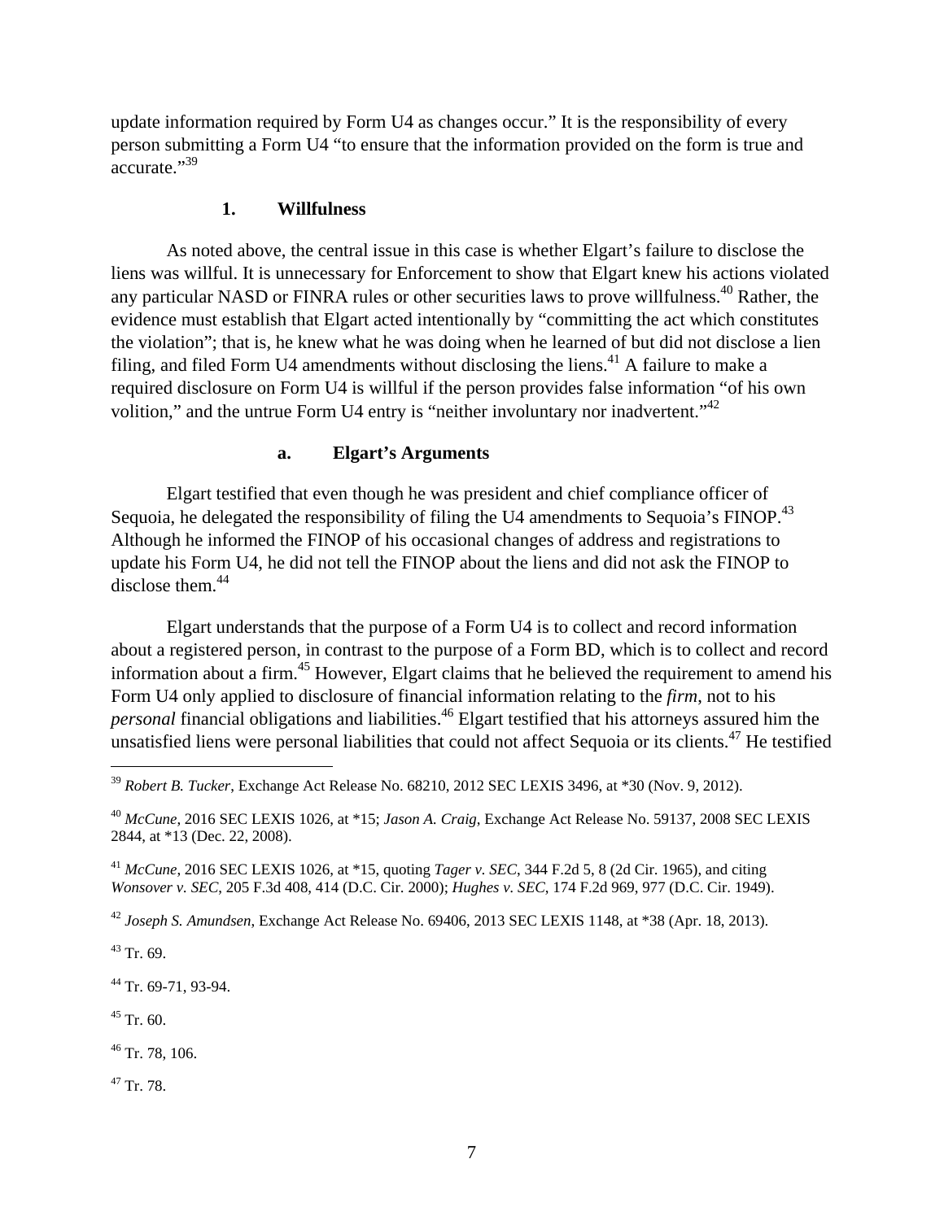update information required by Form U4 as changes occur." It is the responsibility of every person submitting a Form U4 "to ensure that the information provided on the form is true and accurate."[39]

### 1. Willfulness

As noted above, the central issue in this case is whether Elgart's failure to disclose the liens was willful. It is unnecessary for Enforcement to show that Elgart knew his actions violated any particular NASD or FINRA rules or other securities laws to prove willfulness.[40] Rather, the evidence must establish that Elgart acted intentionally by "committing the act which constitutes the violation"; that is, he knew what he was doing when he learned of but did not disclose a lien filing, and filed Form U4 amendments without disclosing the liens.[41] A failure to make a required disclosure on Form U4 is willful if the person provides false information "of his own volition," and the untrue Form U4 entry is "neither involuntary nor inadvertent."[42]

#### a. Elgart's Arguments

Elgart testified that even though he was president and chief compliance officer of Sequoia, he delegated the responsibility of filing the U4 amendments to Sequoia's FINOP.[43] Although he informed the FINOP of his occasional changes of address and registrations to update his Form U4, he did not tell the FINOP about the liens and did not ask the FINOP to disclose them.[44]

Elgart understands that the purpose of a Form U4 is to collect and record information about a registered person, in contrast to the purpose of a Form BD, which is to collect and record information about a firm.[45] However, Elgart claims that he believed the requirement to amend his Form U4 only applied to disclosure of financial information relating to the *firm*, not to his *personal* financial obligations and liabilities.[46] Elgart testified that his attorneys assured him the unsatisfied liens were personal liabilities that could not affect Sequoia or its clients.[47] He testified

---

[39] *Robert B. Tucker*, Exchange Act Release No. 68210, 2012 SEC LEXIS 3496, at *30 (Nov. 9, 2012).

[40] *McCune*, 2016 SEC LEXIS 1026, at *15; *Jason A. Craig*, Exchange Act Release No. 59137, 2008 SEC LEXIS 2844, at *13 (Dec. 22, 2008).

[41] *McCune*, 2016 SEC LEXIS 1026, at *15, quoting *Tager v. SEC*, 344 F.2d 5, 8 (2d Cir. 1965), and citing *Wonsover v. SEC*, 205 F.3d 408, 414 (D.C. Cir. 2000); *Hughes v. SEC*, 174 F.2d 969, 977 (D.C. Cir. 1949).

[42] *Joseph S. Amundsen*, Exchange Act Release No. 69406, 2013 SEC LEXIS 1148, at *38 (Apr. 18, 2013).

[43] Tr. 69.

[44] Tr. 69-71, 93-94.

[45] Tr. 60.

[46] Tr. 78, 106.

[47] Tr. 78.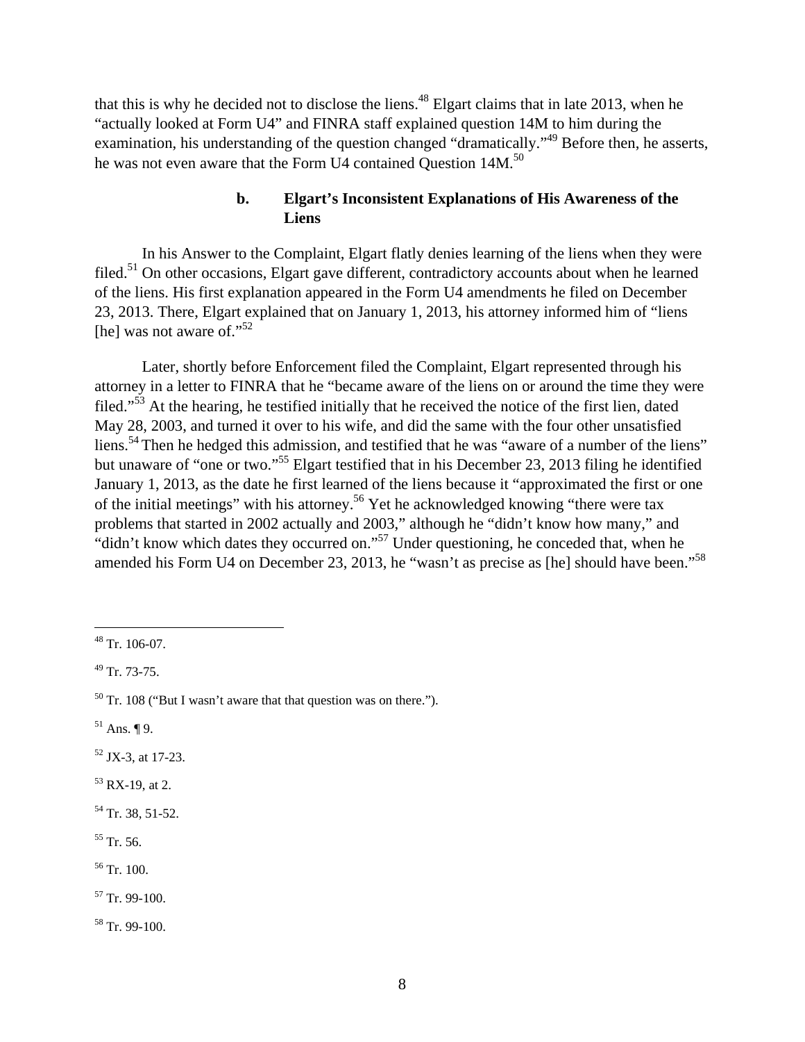that this is why he decided not to disclose the liens.[48] Elgart claims that in late 2013, when he "actually looked at Form U4" and FINRA staff explained question 14M to him during the examination, his understanding of the question changed "dramatically."[49] Before then, he asserts, he was not even aware that the Form U4 contained Question 14M.[50]

#### b. Elgart's Inconsistent Explanations of His Awareness of the Liens

In his Answer to the Complaint, Elgart flatly denies learning of the liens when they were filed.[51] On other occasions, Elgart gave different, contradictory accounts about when he learned of the liens. His first explanation appeared in the Form U4 amendments he filed on December 23, 2013. There, Elgart explained that on January 1, 2013, his attorney informed him of "liens [he] was not aware of."[52]

Later, shortly before Enforcement filed the Complaint, Elgart represented through his attorney in a letter to FINRA that he "became aware of the liens on or around the time they were filed."[53] At the hearing, he testified initially that he received the notice of the first lien, dated May 28, 2003, and turned it over to his wife, and did the same with the four other unsatisfied liens.[54] Then he hedged this admission, and testified that he was "aware of a number of the liens" but unaware of "one or two."[55] Elgart testified that in his December 23, 2013 filing he identified January 1, 2013, as the date he first learned of the liens because it "approximated the first or one of the initial meetings" with his attorney.[56] Yet he acknowledged knowing "there were tax problems that started in 2002 actually and 2003," although he "didn't know how many," and "didn't know which dates they occurred on."[57] Under questioning, he conceded that, when he amended his Form U4 on December 23, 2013, he "wasn't as precise as [he] should have been."[58]

---

[48] Tr. 106-07.

[49] Tr. 73-75.

[50] Tr. 108 ("But I wasn't aware that that question was on there.").

[51] Ans. ¶ 9.

[52] JX-3, at 17-23.

[53] RX-19, at 2.

[54] Tr. 38, 51-52.

[55] Tr. 56.

[56] Tr. 100.

[57] Tr. 99-100.

[58] Tr. 99-100.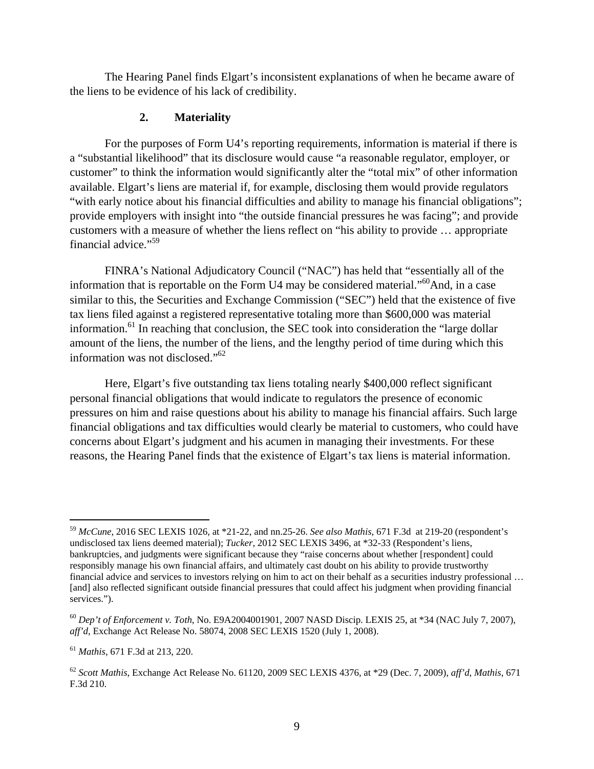The Hearing Panel finds Elgart's inconsistent explanations of when he became aware of the liens to be evidence of his lack of credibility.

### 2. Materiality

For the purposes of Form U4's reporting requirements, information is material if there is a "substantial likelihood" that its disclosure would cause "a reasonable regulator, employer, or customer" to think the information would significantly alter the "total mix" of other information available. Elgart's liens are material if, for example, disclosing them would provide regulators "with early notice about his financial difficulties and ability to manage his financial obligations"; provide employers with insight into "the outside financial pressures he was facing"; and provide customers with a measure of whether the liens reflect on "his ability to provide … appropriate financial advice."[59]

FINRA's National Adjudicatory Council ("NAC") has held that "essentially all of the information that is reportable on the Form U4 may be considered material."[60] And, in a case similar to this, the Securities and Exchange Commission ("SEC") held that the existence of five tax liens filed against a registered representative totaling more than $600,000 was material information.[61] In reaching that conclusion, the SEC took into consideration the "large dollar amount of the liens, the number of the liens, and the lengthy period of time during which this information was not disclosed."[62]

Here, Elgart's five outstanding tax liens totaling nearly $400,000 reflect significant personal financial obligations that would indicate to regulators the presence of economic pressures on him and raise questions about his ability to manage his financial affairs. Such large financial obligations and tax difficulties would clearly be material to customers, who could have concerns about Elgart's judgment and his acumen in managing their investments. For these reasons, the Hearing Panel finds that the existence of Elgart's tax liens is material information.

---

[59] *McCune*, 2016 SEC LEXIS 1026, at *21-22, and nn.25-26. *See also Mathis*, 671 F.3d at 219-20 (respondent's undisclosed tax liens deemed material); *Tucker*, 2012 SEC LEXIS 3496, at *32-33 (Respondent's liens, bankruptcies, and judgments were significant because they "raise concerns about whether [respondent] could responsibly manage his own financial affairs, and ultimately cast doubt on his ability to provide trustworthy financial advice and services to investors relying on him to act on their behalf as a securities industry professional … [and] also reflected significant outside financial pressures that could affect his judgment when providing financial services.").

[60] *Dep't of Enforcement v. Toth*, No. E9A2004001901, 2007 NASD Discip. LEXIS 25, at *34 (NAC July 7, 2007), *aff'd*, Exchange Act Release No. 58074, 2008 SEC LEXIS 1520 (July 1, 2008).

[61] *Mathis*, 671 F.3d at 213, 220.

[62] *Scott Mathis*, Exchange Act Release No. 61120, 2009 SEC LEXIS 4376, at *29 (Dec. 7, 2009), *aff'd*, *Mathis*, 671 F.3d 210.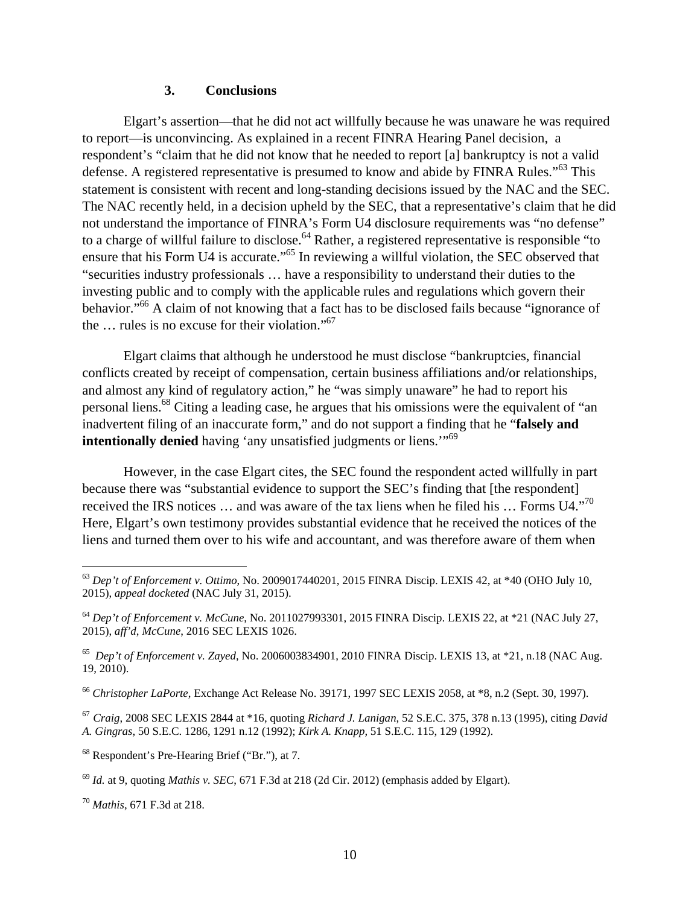### 3. Conclusions

Elgart's assertion—that he did not act willfully because he was unaware he was required to report—is unconvincing. As explained in a recent FINRA Hearing Panel decision, a respondent's "claim that he did not know that he needed to report [a] bankruptcy is not a valid defense. A registered representative is presumed to know and abide by FINRA Rules."[63] This statement is consistent with recent and long-standing decisions issued by the NAC and the SEC. The NAC recently held, in a decision upheld by the SEC, that a representative's claim that he did not understand the importance of FINRA's Form U4 disclosure requirements was "no defense" to a charge of willful failure to disclose.[64] Rather, a registered representative is responsible "to ensure that his Form U4 is accurate."[65] In reviewing a willful violation, the SEC observed that "securities industry professionals … have a responsibility to understand their duties to the investing public and to comply with the applicable rules and regulations which govern their behavior."[66] A claim of not knowing that a fact has to be disclosed fails because "ignorance of the … rules is no excuse for their violation."[67]

Elgart claims that although he understood he must disclose "bankruptcies, financial conflicts created by receipt of compensation, certain business affiliations and/or relationships, and almost any kind of regulatory action," he "was simply unaware" he had to report his personal liens.[68] Citing a leading case, he argues that his omissions were the equivalent of "an inadvertent filing of an inaccurate form," and do not support a finding that he "**falsely and intentionally denied** having 'any unsatisfied judgments or liens.'"[69]

However, in the case Elgart cites, the SEC found the respondent acted willfully in part because there was "substantial evidence to support the SEC's finding that [the respondent] received the IRS notices … and was aware of the tax liens when he filed his … Forms U4."[70] Here, Elgart's own testimony provides substantial evidence that he received the notices of the liens and turned them over to his wife and accountant, and was therefore aware of them when

---

[63] *Dep't of Enforcement v. Ottimo*, No. 2009017440201, 2015 FINRA Discip. LEXIS 42, at *40 (OHO July 10, 2015), *appeal docketed* (NAC July 31, 2015).

[64] *Dep't of Enforcement v. McCune*, No. 2011027993301, 2015 FINRA Discip. LEXIS 22, at *21 (NAC July 27, 2015), *aff'd*, *McCune*, 2016 SEC LEXIS 1026.

[65] *Dep't of Enforcement v. Zayed*, No. 2006003834901, 2010 FINRA Discip. LEXIS 13, at *21, n.18 (NAC Aug. 19, 2010).

[66] *Christopher LaPorte*, Exchange Act Release No. 39171, 1997 SEC LEXIS 2058, at *8, n.2 (Sept. 30, 1997).

[67] *Craig*, 2008 SEC LEXIS 2844 at *16, quoting *Richard J. Lanigan*, 52 S.E.C. 375, 378 n.13 (1995), citing *David A. Gingras*, 50 S.E.C. 1286, 1291 n.12 (1992); *Kirk A. Knapp*, 51 S.E.C. 115, 129 (1992).

[68] Respondent's Pre-Hearing Brief ("Br."), at 7.

[69] *Id.* at 9, quoting *Mathis v. SEC*, 671 F.3d at 218 (2d Cir. 2012) (emphasis added by Elgart).

[70] *Mathis*, 671 F.3d at 218.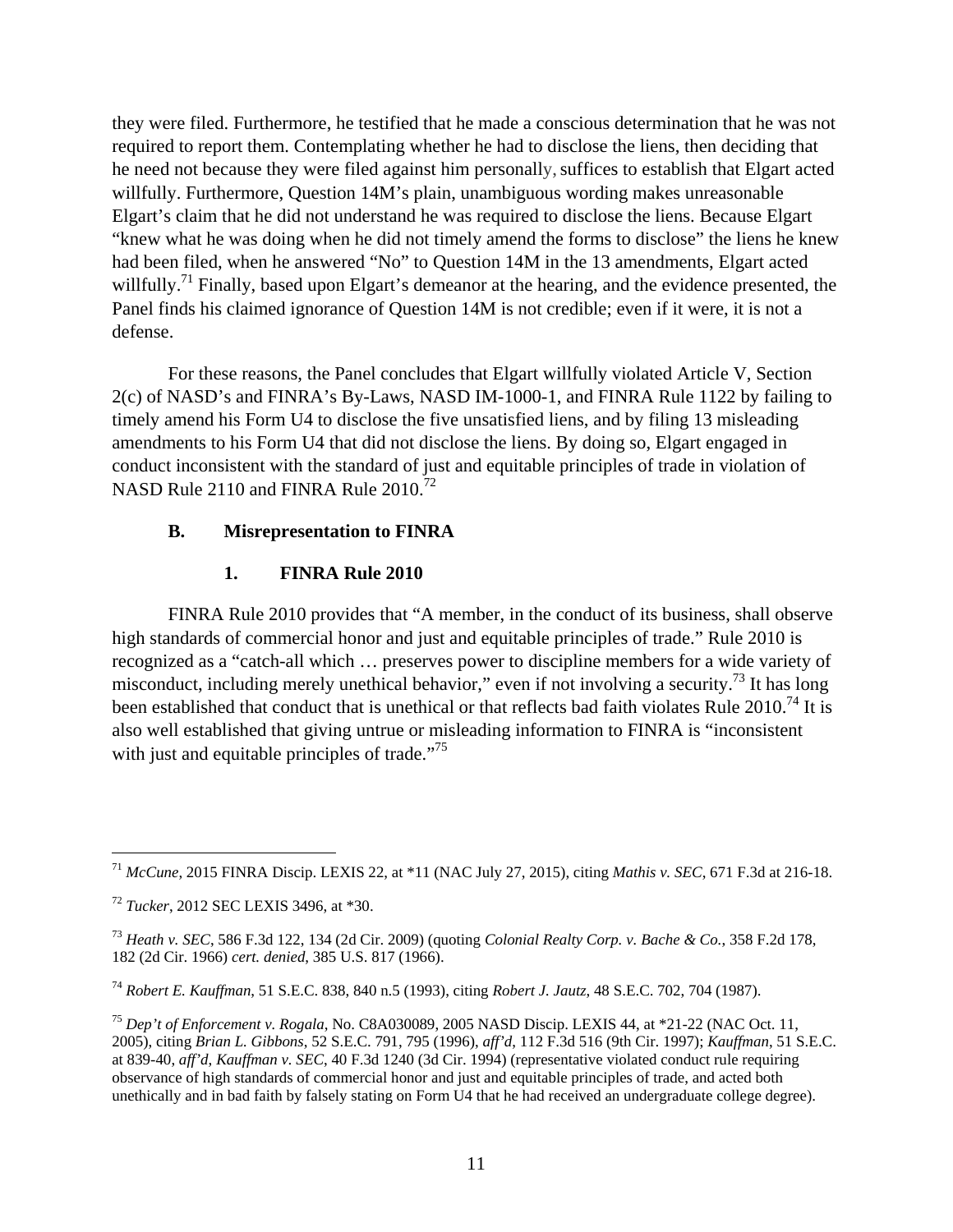they were filed. Furthermore, he testified that he made a conscious determination that he was not required to report them. Contemplating whether he had to disclose the liens, then deciding that he need not because they were filed against him personally, suffices to establish that Elgart acted willfully. Furthermore, Question 14M's plain, unambiguous wording makes unreasonable Elgart's claim that he did not understand he was required to disclose the liens. Because Elgart "knew what he was doing when he did not timely amend the forms to disclose" the liens he knew had been filed, when he answered "No" to Question 14M in the 13 amendments, Elgart acted willfully.[71] Finally, based upon Elgart's demeanor at the hearing, and the evidence presented, the Panel finds his claimed ignorance of Question 14M is not credible; even if it were, it is not a defense.

For these reasons, the Panel concludes that Elgart willfully violated Article V, Section 2(c) of NASD's and FINRA's By-Laws, NASD IM-1000-1, and FINRA Rule 1122 by failing to timely amend his Form U4 to disclose the five unsatisfied liens, and by filing 13 misleading amendments to his Form U4 that did not disclose the liens. By doing so, Elgart engaged in conduct inconsistent with the standard of just and equitable principles of trade in violation of NASD Rule 2110 and FINRA Rule 2010.[72]

### B. Misrepresentation to FINRA

#### 1. FINRA Rule 2010

FINRA Rule 2010 provides that "A member, in the conduct of its business, shall observe high standards of commercial honor and just and equitable principles of trade." Rule 2010 is recognized as a "catch-all which … preserves power to discipline members for a wide variety of misconduct, including merely unethical behavior," even if not involving a security.[73] It has long been established that conduct that is unethical or that reflects bad faith violates Rule 2010.[74] It is also well established that giving untrue or misleading information to FINRA is "inconsistent with just and equitable principles of trade."[75]

---

[71] *McCune*, 2015 FINRA Discip. LEXIS 22, at *11 (NAC July 27, 2015), citing *Mathis v. SEC*, 671 F.3d at 216-18.

[72] *Tucker*, 2012 SEC LEXIS 3496, at *30.

[73] *Heath v. SEC*, 586 F.3d 122, 134 (2d Cir. 2009) (quoting *Colonial Realty Corp. v. Bache & Co.*, 358 F.2d 178, 182 (2d Cir. 1966) *cert. denied*, 385 U.S. 817 (1966).

[74] *Robert E. Kauffman*, 51 S.E.C. 838, 840 n.5 (1993), citing *Robert J. Jautz*, 48 S.E.C. 702, 704 (1987).

[75] *Dep't of Enforcement v. Rogala*, No. C8A030089, 2005 NASD Discip. LEXIS 44, at *21-22 (NAC Oct. 11, 2005), citing *Brian L. Gibbons*, 52 S.E.C. 791, 795 (1996), *aff'd*, 112 F.3d 516 (9th Cir. 1997); *Kauffman*, 51 S.E.C. at 839-40, *aff'd*, *Kauffman v. SEC*, 40 F.3d 1240 (3d Cir. 1994) (representative violated conduct rule requiring observance of high standards of commercial honor and just and equitable principles of trade, and acted both unethically and in bad faith by falsely stating on Form U4 that he had received an undergraduate college degree).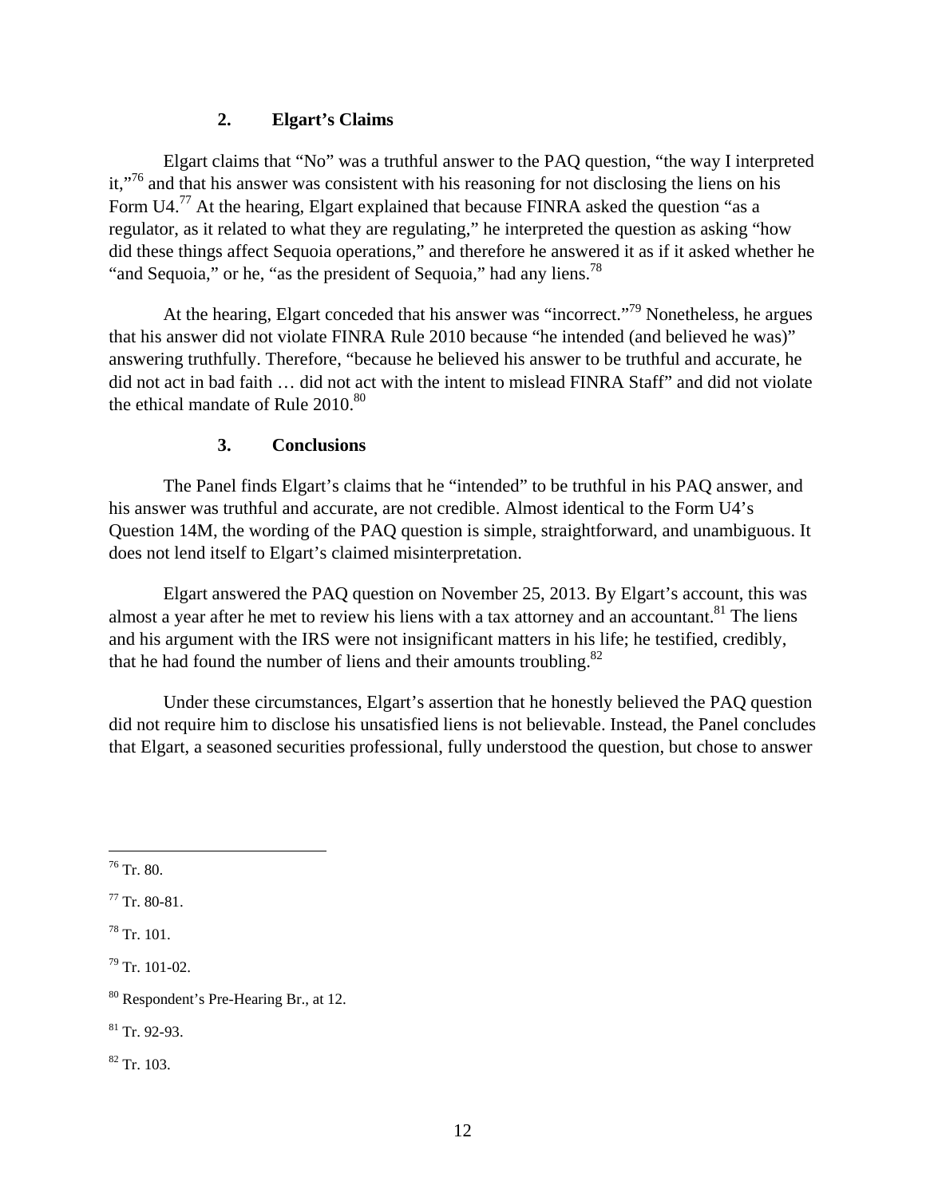### 2. Elgart's Claims

Elgart claims that "No" was a truthful answer to the PAQ question, "the way I interpreted it,"[76] and that his answer was consistent with his reasoning for not disclosing the liens on his Form U4.[77] At the hearing, Elgart explained that because FINRA asked the question "as a regulator, as it related to what they are regulating," he interpreted the question as asking "how did these things affect Sequoia operations," and therefore he answered it as if it asked whether he "and Sequoia," or he, "as the president of Sequoia," had any liens.[78]

At the hearing, Elgart conceded that his answer was "incorrect."[79] Nonetheless, he argues that his answer did not violate FINRA Rule 2010 because "he intended (and believed he was)" answering truthfully. Therefore, "because he believed his answer to be truthful and accurate, he did not act in bad faith … did not act with the intent to mislead FINRA Staff" and did not violate the ethical mandate of Rule 2010.[80]

### 3. Conclusions

The Panel finds Elgart's claims that he "intended" to be truthful in his PAQ answer, and his answer was truthful and accurate, are not credible. Almost identical to the Form U4's Question 14M, the wording of the PAQ question is simple, straightforward, and unambiguous. It does not lend itself to Elgart's claimed misinterpretation.

Elgart answered the PAQ question on November 25, 2013. By Elgart's account, this was almost a year after he met to review his liens with a tax attorney and an accountant.[81] The liens and his argument with the IRS were not insignificant matters in his life; he testified, credibly, that he had found the number of liens and their amounts troubling.[82]

Under these circumstances, Elgart's assertion that he honestly believed the PAQ question did not require him to disclose his unsatisfied liens is not believable. Instead, the Panel concludes that Elgart, a seasoned securities professional, fully understood the question, but chose to answer

---

[76] Tr. 80.

[77] Tr. 80-81.

[78] Tr. 101.

[79] Tr. 101-02.

[80] Respondent's Pre-Hearing Br., at 12.

[81] Tr. 92-93.

[82] Tr. 103.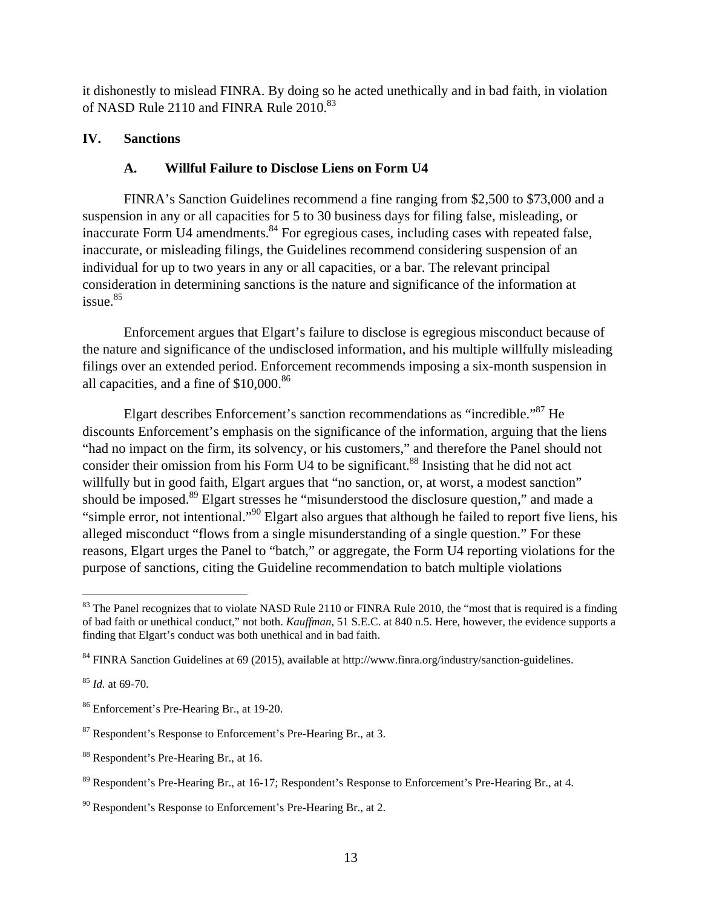it dishonestly to mislead FINRA. By doing so he acted unethically and in bad faith, in violation of NASD Rule 2110 and FINRA Rule 2010.[83]

## IV. Sanctions

### A. Willful Failure to Disclose Liens on Form U4

FINRA's Sanction Guidelines recommend a fine ranging from $2,500 to $73,000 and a suspension in any or all capacities for 5 to 30 business days for filing false, misleading, or inaccurate Form U4 amendments.[84] For egregious cases, including cases with repeated false, inaccurate, or misleading filings, the Guidelines recommend considering suspension of an individual for up to two years in any or all capacities, or a bar. The relevant principal consideration in determining sanctions is the nature and significance of the information at issue.[85]

Enforcement argues that Elgart's failure to disclose is egregious misconduct because of the nature and significance of the undisclosed information, and his multiple willfully misleading filings over an extended period. Enforcement recommends imposing a six-month suspension in all capacities, and a fine of $10,000.[86]

Elgart describes Enforcement's sanction recommendations as "incredible."[87] He discounts Enforcement's emphasis on the significance of the information, arguing that the liens "had no impact on the firm, its solvency, or his customers," and therefore the Panel should not consider their omission from his Form U4 to be significant.[88] Insisting that he did not act willfully but in good faith, Elgart argues that "no sanction, or, at worst, a modest sanction" should be imposed.[89] Elgart stresses he "misunderstood the disclosure question," and made a "simple error, not intentional."[90] Elgart also argues that although he failed to report five liens, his alleged misconduct "flows from a single misunderstanding of a single question." For these reasons, Elgart urges the Panel to "batch," or aggregate, the Form U4 reporting violations for the purpose of sanctions, citing the Guideline recommendation to batch multiple violations

---

[83] The Panel recognizes that to violate NASD Rule 2110 or FINRA Rule 2010, the "most that is required is a finding of bad faith or unethical conduct," not both. *Kauffman*, 51 S.E.C. at 840 n.5. Here, however, the evidence supports a finding that Elgart's conduct was both unethical and in bad faith.

[84] FINRA Sanction Guidelines at 69 (2015), available at http://www.finra.org/industry/sanction-guidelines.

[85] *Id.* at 69-70.

[86] Enforcement's Pre-Hearing Br., at 19-20.

[87] Respondent's Response to Enforcement's Pre-Hearing Br., at 3.

[88] Respondent's Pre-Hearing Br., at 16.

[89] Respondent's Pre-Hearing Br., at 16-17; Respondent's Response to Enforcement's Pre-Hearing Br., at 4.

[90] Respondent's Response to Enforcement's Pre-Hearing Br., at 2.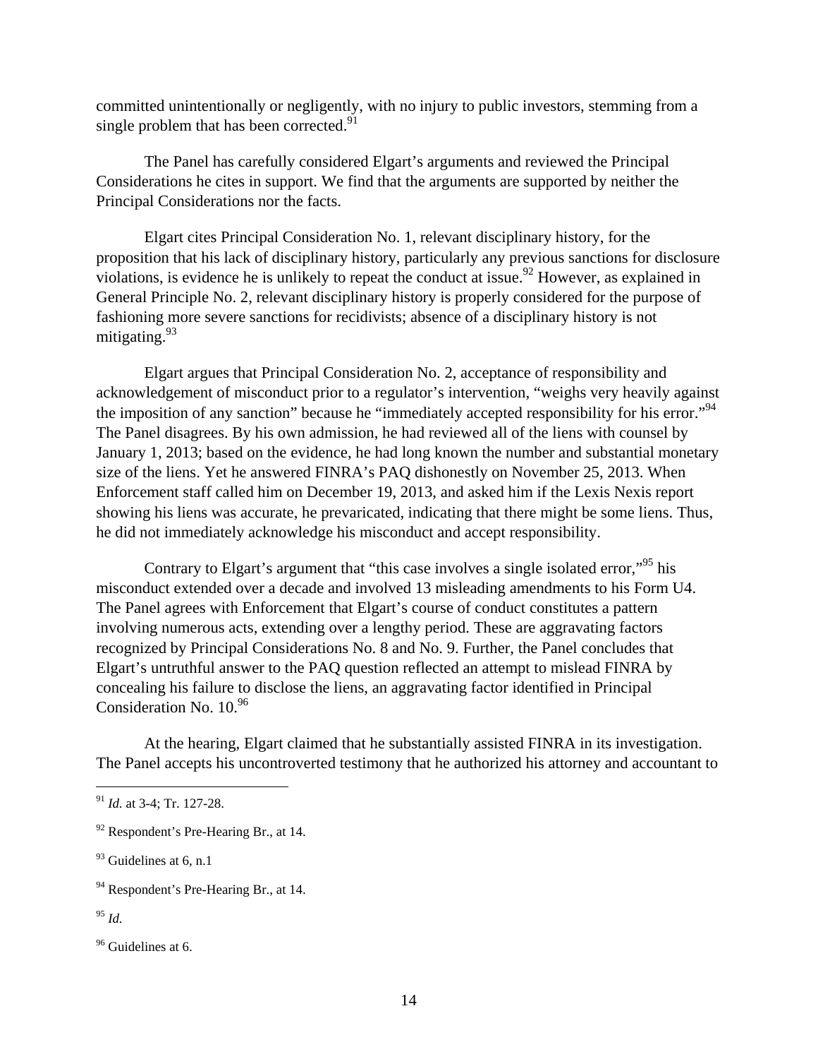committed unintentionally or negligently, with no injury to public investors, stemming from a single problem that has been corrected.[91]

The Panel has carefully considered Elgart's arguments and reviewed the Principal Considerations he cites in support. We find that the arguments are supported by neither the Principal Considerations nor the facts.

Elgart cites Principal Consideration No. 1, relevant disciplinary history, for the proposition that his lack of disciplinary history, particularly any previous sanctions for disclosure violations, is evidence he is unlikely to repeat the conduct at issue.[92] However, as explained in General Principle No. 2, relevant disciplinary history is properly considered for the purpose of fashioning more severe sanctions for recidivists; absence of a disciplinary history is not mitigating.[93]

Elgart argues that Principal Consideration No. 2, acceptance of responsibility and acknowledgement of misconduct prior to a regulator's intervention, "weighs very heavily against the imposition of any sanction" because he "immediately accepted responsibility for his error."[94] The Panel disagrees. By his own admission, he had reviewed all of the liens with counsel by January 1, 2013; based on the evidence, he had long known the number and substantial monetary size of the liens. Yet he answered FINRA's PAQ dishonestly on November 25, 2013. When Enforcement staff called him on December 19, 2013, and asked him if the Lexis Nexis report showing his liens was accurate, he prevaricated, indicating that there might be some liens. Thus, he did not immediately acknowledge his misconduct and accept responsibility.

Contrary to Elgart's argument that "this case involves a single isolated error,"[95] his misconduct extended over a decade and involved 13 misleading amendments to his Form U4. The Panel agrees with Enforcement that Elgart's course of conduct constitutes a pattern involving numerous acts, extending over a lengthy period. These are aggravating factors recognized by Principal Considerations No. 8 and No. 9. Further, the Panel concludes that Elgart's untruthful answer to the PAQ question reflected an attempt to mislead FINRA by concealing his failure to disclose the liens, an aggravating factor identified in Principal Consideration No. 10.[96]

At the hearing, Elgart claimed that he substantially assisted FINRA in its investigation. The Panel accepts his uncontroverted testimony that he authorized his attorney and accountant to

---

[91] *Id.* at 3-4; Tr. 127-28.

[92] Respondent's Pre-Hearing Br., at 14.

[93] Guidelines at 6, n.1

[94] Respondent's Pre-Hearing Br., at 14.

[95] *Id.*

[96] Guidelines at 6.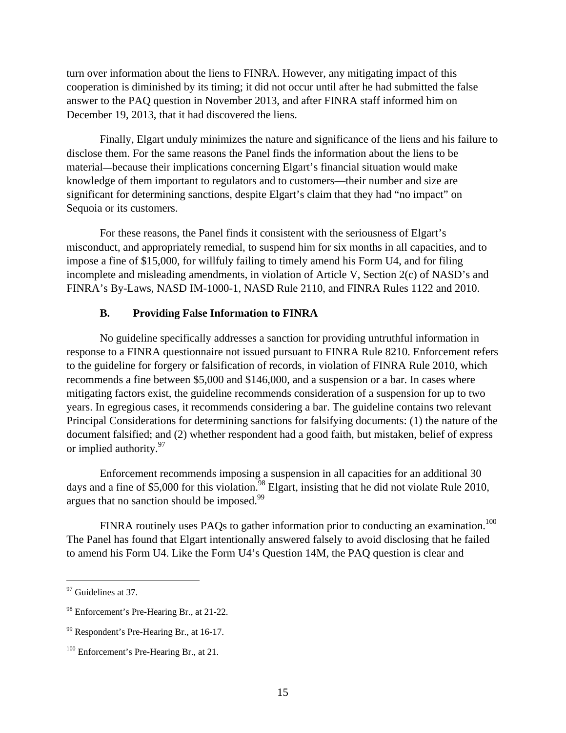turn over information about the liens to FINRA. However, any mitigating impact of this cooperation is diminished by its timing; it did not occur until after he had submitted the false answer to the PAQ question in November 2013, and after FINRA staff informed him on December 19, 2013, that it had discovered the liens.

Finally, Elgart unduly minimizes the nature and significance of the liens and his failure to disclose them. For the same reasons the Panel finds the information about the liens to be material—because their implications concerning Elgart's financial situation would make knowledge of them important to regulators and to customers—their number and size are significant for determining sanctions, despite Elgart's claim that they had "no impact" on Sequoia or its customers.

For these reasons, the Panel finds it consistent with the seriousness of Elgart's misconduct, and appropriately remedial, to suspend him for six months in all capacities, and to impose a fine of $15,000, for willfuly failing to timely amend his Form U4, and for filing incomplete and misleading amendments, in violation of Article V, Section 2(c) of NASD's and FINRA's By-Laws, NASD IM-1000-1, NASD Rule 2110, and FINRA Rules 1122 and 2010.

### B. Providing False Information to FINRA

No guideline specifically addresses a sanction for providing untruthful information in response to a FINRA questionnaire not issued pursuant to FINRA Rule 8210. Enforcement refers to the guideline for forgery or falsification of records, in violation of FINRA Rule 2010, which recommends a fine between $5,000 and $146,000, and a suspension or a bar. In cases where mitigating factors exist, the guideline recommends consideration of a suspension for up to two years. In egregious cases, it recommends considering a bar. The guideline contains two relevant Principal Considerations for determining sanctions for falsifying documents: (1) the nature of the document falsified; and (2) whether respondent had a good faith, but mistaken, belief of express or implied authority.[97]

Enforcement recommends imposing a suspension in all capacities for an additional 30 days and a fine of $5,000 for this violation.[98] Elgart, insisting that he did not violate Rule 2010, argues that no sanction should be imposed.[99]

FINRA routinely uses PAQs to gather information prior to conducting an examination.[100] The Panel has found that Elgart intentionally answered falsely to avoid disclosing that he failed to amend his Form U4. Like the Form U4's Question 14M, the PAQ question is clear and

---

[97] Guidelines at 37.

[98] Enforcement's Pre-Hearing Br., at 21-22.

[99] Respondent's Pre-Hearing Br., at 16-17.

[100] Enforcement's Pre-Hearing Br., at 21.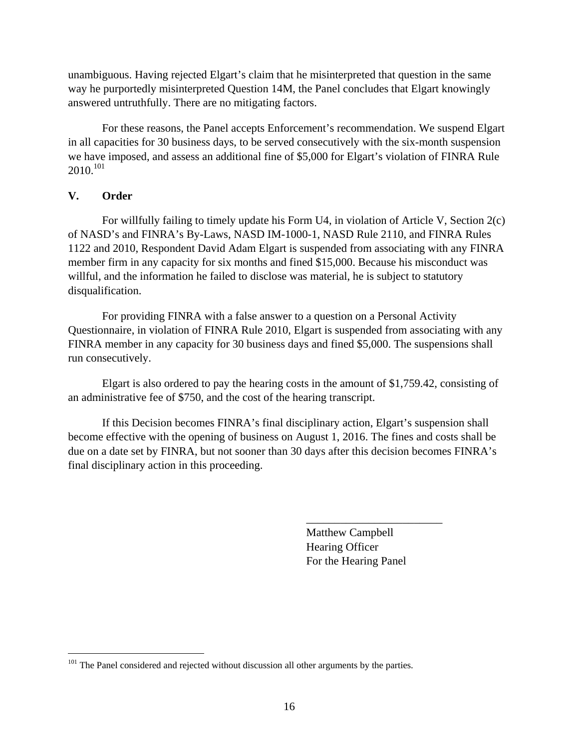unambiguous. Having rejected Elgart's claim that he misinterpreted that question in the same way he purportedly misinterpreted Question 14M, the Panel concludes that Elgart knowingly answered untruthfully. There are no mitigating factors.

For these reasons, the Panel accepts Enforcement's recommendation. We suspend Elgart in all capacities for 30 business days, to be served consecutively with the six-month suspension we have imposed, and assess an additional fine of $5,000 for Elgart's violation of FINRA Rule 2010.[101]

## V. Order

For willfully failing to timely update his Form U4, in violation of Article V, Section 2(c) of NASD's and FINRA's By-Laws, NASD IM-1000-1, NASD Rule 2110, and FINRA Rules 1122 and 2010, Respondent David Adam Elgart is suspended from associating with any FINRA member firm in any capacity for six months and fined $15,000. Because his misconduct was willful, and the information he failed to disclose was material, he is subject to statutory disqualification.

For providing FINRA with a false answer to a question on a Personal Activity Questionnaire, in violation of FINRA Rule 2010, Elgart is suspended from associating with any FINRA member in any capacity for 30 business days and fined $5,000. The suspensions shall run consecutively.

Elgart is also ordered to pay the hearing costs in the amount of $1,759.42, consisting of an administrative fee of $750, and the cost of the hearing transcript.

If this Decision becomes FINRA's final disciplinary action, Elgart's suspension shall become effective with the opening of business on August 1, 2016. The fines and costs shall be due on a date set by FINRA, but not sooner than 30 days after this decision becomes FINRA's final disciplinary action in this proceeding.

\_\_\_\_\_\_\_\_\_\_\_\_\_\_\_\_\_\_\_\_\_\_\_\_\_
Matthew Campbell
Hearing Officer
For the Hearing Panel

---

[101] The Panel considered and rejected without discussion all other arguments by the parties.